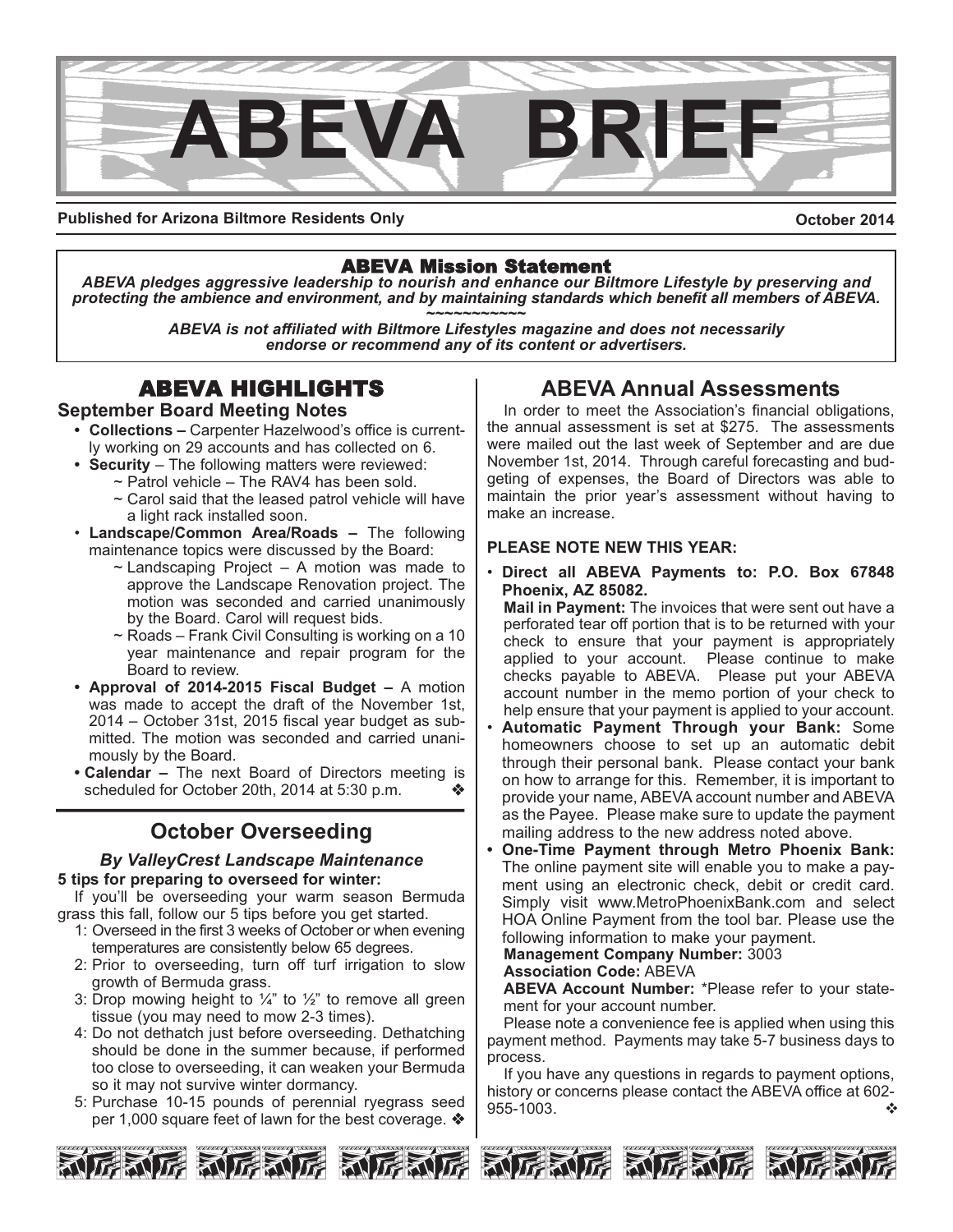# ABEVA BRIEF

**Published for Arizona Biltmore Residents Only** **October 2014**

## ABEVA Mission Statement

***ABEVA pledges aggressive leadership to nourish and enhance our Biltmore Lifestyle by preserving and protecting the ambience and environment, and by maintaining standards which benefit all members of ABEVA.***

~~~~~~~~~~~

***ABEVA is not affiliated with Biltmore Lifestyles magazine and does not necessarily endorse or recommend any of its content or advertisers.***

## ABEVA HIGHLIGHTS

### September Board Meeting Notes

- **Collections –** Carpenter Hazelwood's office is currently working on 29 accounts and has collected on 6.
- **Security** – The following matters were reviewed:
  - ~ Patrol vehicle – The RAV4 has been sold.
  - ~ Carol said that the leased patrol vehicle will have a light rack installed soon.
- **Landscape/Common Area/Roads –** The following maintenance topics were discussed by the Board:
  - ~ Landscaping Project – A motion was made to approve the Landscape Renovation project. The motion was seconded and carried unanimously by the Board. Carol will request bids.
  - ~ Roads – Frank Civil Consulting is working on a 10 year maintenance and repair program for the Board to review.
- **Approval of 2014-2015 Fiscal Budget –** A motion was made to accept the draft of the November 1st, 2014 – October 31st, 2015 fiscal year budget as submitted. The motion was seconded and carried unanimously by the Board.
- **Calendar –** The next Board of Directors meeting is scheduled for October 20th, 2014 at 5:30 p.m. ❖

## October Overseeding

### *By ValleyCrest Landscape Maintenance*

**5 tips for preparing to overseed for winter:**

If you'll be overseeding your warm season Bermuda grass this fall, follow our 5 tips before you get started.

1: Overseed in the first 3 weeks of October or when evening temperatures are consistently below 65 degrees.

2: Prior to overseeding, turn off turf irrigation to slow growth of Bermuda grass.

3: Drop mowing height to ¼" to ½" to remove all green tissue (you may need to mow 2-3 times).

4: Do not dethatch just before overseeding. Dethatching should be done in the summer because, if performed too close to overseeding, it can weaken your Bermuda so it may not survive winter dormancy.

5: Purchase 10-15 pounds of perennial ryegrass seed per 1,000 square feet of lawn for the best coverage. ❖

## ABEVA Annual Assessments

In order to meet the Association's financial obligations, the annual assessment is set at $275. The assessments were mailed out the last week of September and are due November 1st, 2014. Through careful forecasting and budgeting of expenses, the Board of Directors was able to maintain the prior year's assessment without having to make an increase.

**PLEASE NOTE NEW THIS YEAR:**

- **Direct all ABEVA Payments to: P.O. Box 67848 Phoenix, AZ 85082.**
  **Mail in Payment:** The invoices that were sent out have a perforated tear off portion that is to be returned with your check to ensure that your payment is appropriately applied to your account. Please continue to make checks payable to ABEVA. Please put your ABEVA account number in the memo portion of your check to help ensure that your payment is applied to your account.
- **Automatic Payment Through your Bank:** Some homeowners choose to set up an automatic debit through their personal bank. Please contact your bank on how to arrange for this. Remember, it is important to provide your name, ABEVA account number and ABEVA as the Payee. Please make sure to update the payment mailing address to the new address noted above.
- **One-Time Payment through Metro Phoenix Bank:** The online payment site will enable you to make a payment using an electronic check, debit or credit card. Simply visit www.MetroPhoenixBank.com and select HOA Online Payment from the tool bar. Please use the following information to make your payment.
  **Management Company Number:** 3003
  **Association Code:** ABEVA
  **ABEVA Account Number:** *Please refer to your statement for your account number.

Please note a convenience fee is applied when using this payment method. Payments may take 5-7 business days to process.

If you have any questions in regards to payment options, history or concerns please contact the ABEVA office at 602-955-1003. ❖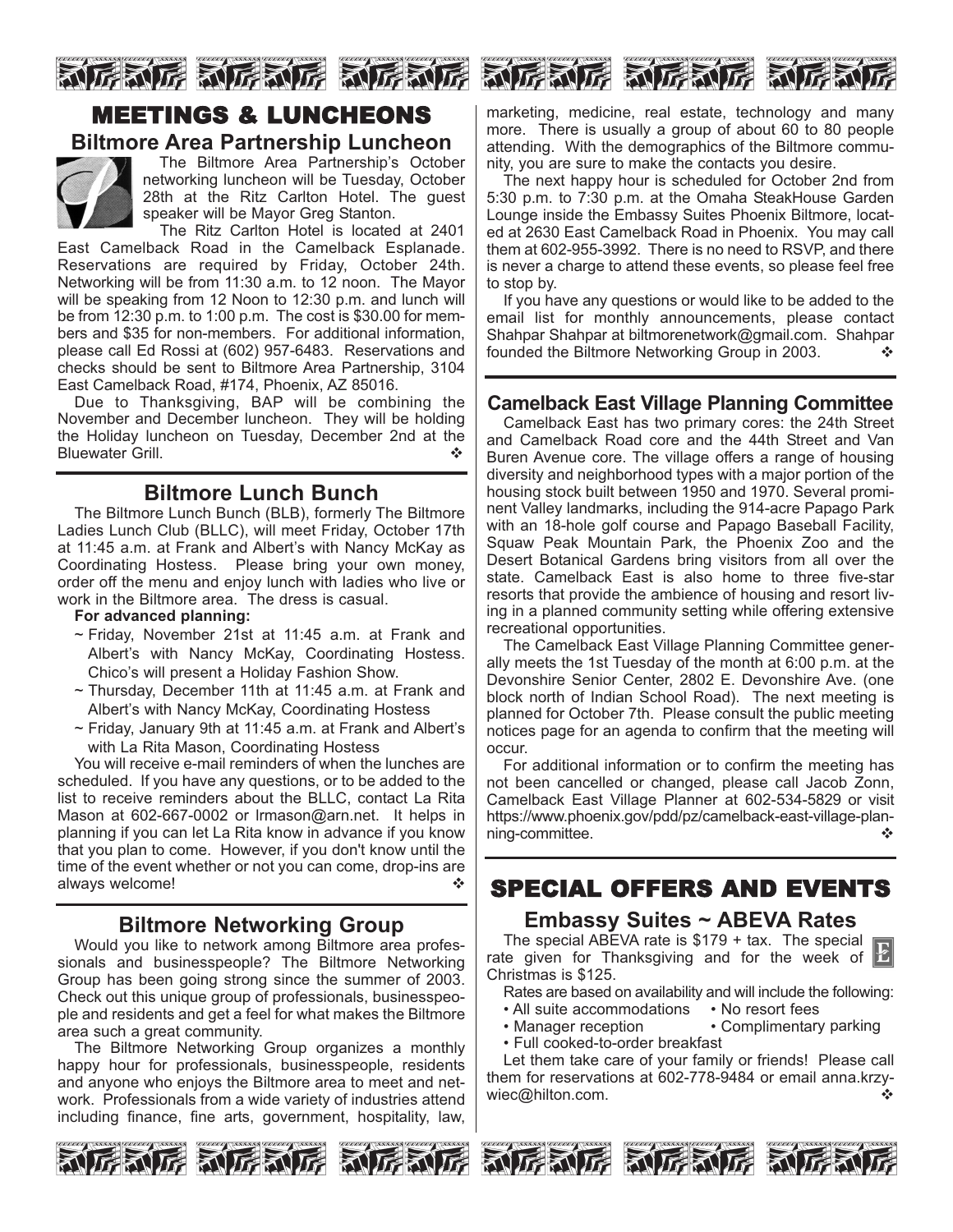# MEETINGS & LUNCHEONS

## Biltmore Area Partnership Luncheon

The Biltmore Area Partnership's October networking luncheon will be Tuesday, October 28th at the Ritz Carlton Hotel. The guest speaker will be Mayor Greg Stanton.

The Ritz Carlton Hotel is located at 2401 East Camelback Road in the Camelback Esplanade. Reservations are required by Friday, October 24th. Networking will be from 11:30 a.m. to 12 noon. The Mayor will be speaking from 12 Noon to 12:30 p.m. and lunch will be from 12:30 p.m. to 1:00 p.m. The cost is $30.00 for members and $35 for non-members. For additional information, please call Ed Rossi at (602) 957-6483. Reservations and checks should be sent to Biltmore Area Partnership, 3104 East Camelback Road, #174, Phoenix, AZ 85016.

Due to Thanksgiving, BAP will be combining the November and December luncheon. They will be holding the Holiday luncheon on Tuesday, December 2nd at the Bluewater Grill. ❖

## Biltmore Lunch Bunch

The Biltmore Lunch Bunch (BLB), formerly The Biltmore Ladies Lunch Club (BLLC), will meet Friday, October 17th at 11:45 a.m. at Frank and Albert's with Nancy McKay as Coordinating Hostess. Please bring your own money, order off the menu and enjoy lunch with ladies who live or work in the Biltmore area. The dress is casual.

**For advanced planning:**

- ~ Friday, November 21st at 11:45 a.m. at Frank and Albert's with Nancy McKay, Coordinating Hostess. Chico's will present a Holiday Fashion Show.
- ~ Thursday, December 11th at 11:45 a.m. at Frank and Albert's with Nancy McKay, Coordinating Hostess
- ~ Friday, January 9th at 11:45 a.m. at Frank and Albert's with La Rita Mason, Coordinating Hostess

You will receive e-mail reminders of when the lunches are scheduled. If you have any questions, or to be added to the list to receive reminders about the BLLC, contact La Rita Mason at 602-667-0002 or lrmason@arn.net. It helps in planning if you can let La Rita know in advance if you know that you plan to come. However, if you don't know until the time of the event whether or not you can come, drop-ins are always welcome! ❖

## Biltmore Networking Group

Would you like to network among Biltmore area professionals and businesspeople? The Biltmore Networking Group has been going strong since the summer of 2003. Check out this unique group of professionals, businesspeople and residents and get a feel for what makes the Biltmore area such a great community.

The Biltmore Networking Group organizes a monthly happy hour for professionals, businesspeople, residents and anyone who enjoys the Biltmore area to meet and network. Professionals from a wide variety of industries attend including finance, fine arts, government, hospitality, law, marketing, medicine, real estate, technology and many more. There is usually a group of about 60 to 80 people attending. With the demographics of the Biltmore community, you are sure to make the contacts you desire.

The next happy hour is scheduled for October 2nd from 5:30 p.m. to 7:30 p.m. at the Omaha SteakHouse Garden Lounge inside the Embassy Suites Phoenix Biltmore, located at 2630 East Camelback Road in Phoenix. You may call them at 602-955-3992. There is no need to RSVP, and there is never a charge to attend these events, so please feel free to stop by.

If you have any questions or would like to be added to the email list for monthly announcements, please contact Shahpar Shahpar at biltmorenetwork@gmail.com. Shahpar founded the Biltmore Networking Group in 2003. ❖

## Camelback East Village Planning Committee

Camelback East has two primary cores: the 24th Street and Camelback Road core and the 44th Street and Van Buren Avenue core. The village offers a range of housing diversity and neighborhood types with a major portion of the housing stock built between 1950 and 1970. Several prominent Valley landmarks, including the 914-acre Papago Park with an 18-hole golf course and Papago Baseball Facility, Squaw Peak Mountain Park, the Phoenix Zoo and the Desert Botanical Gardens bring visitors from all over the state. Camelback East is also home to three five-star resorts that provide the ambience of housing and resort living in a planned community setting while offering extensive recreational opportunities.

The Camelback East Village Planning Committee generally meets the 1st Tuesday of the month at 6:00 p.m. at the Devonshire Senior Center, 2802 E. Devonshire Ave. (one block north of Indian School Road). The next meeting is planned for October 7th. Please consult the public meeting notices page for an agenda to confirm that the meeting will occur.

For additional information or to confirm the meeting has not been cancelled or changed, please call Jacob Zonn, Camelback East Village Planner at 602-534-5829 or visit https://www.phoenix.gov/pdd/pz/camelback-east-village-planning-committee. ❖

# SPECIAL OFFERS AND EVENTS

## Embassy Suites ~ ABEVA Rates

The special ABEVA rate is $179 + tax. The special rate given for Thanksgiving and for the week of Christmas is $125.

Rates are based on availability and will include the following:

- All suite accommodations
- No resort fees
- Manager reception
- Complimentary parking
- Full cooked-to-order breakfast

Let them take care of your family or friends! Please call them for reservations at 602-778-9484 or email anna.krzywiec@hilton.com. ❖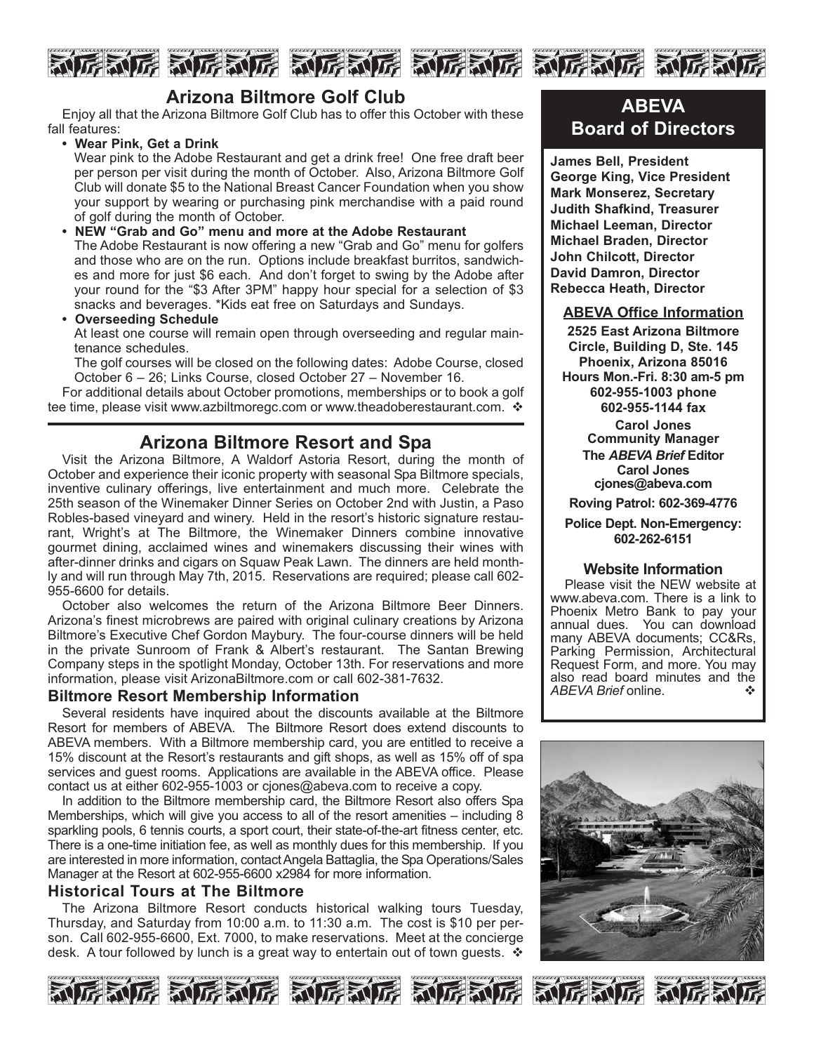## Arizona Biltmore Golf Club

Enjoy all that the Arizona Biltmore Golf Club has to offer this October with these fall features:

- **Wear Pink, Get a Drink**
  Wear pink to the Adobe Restaurant and get a drink free! One free draft beer per person per visit during the month of October. Also, Arizona Biltmore Golf Club will donate $5 to the National Breast Cancer Foundation when you show your support by wearing or purchasing pink merchandise with a paid round of golf during the month of October.
- **NEW "Grab and Go" menu and more at the Adobe Restaurant**
  The Adobe Restaurant is now offering a new "Grab and Go" menu for golfers and those who are on the run. Options include breakfast burritos, sandwiches and more for just $6 each. And don't forget to swing by the Adobe after your round for the "$3 After 3PM" happy hour special for a selection of $3 snacks and beverages. *Kids eat free on Saturdays and Sundays.
- **Overseeding Schedule**
  At least one course will remain open through overseeding and regular maintenance schedules.
  The golf courses will be closed on the following dates: Adobe Course, closed October 6 – 26; Links Course, closed October 27 – November 16.

For additional details about October promotions, memberships or to book a golf tee time, please visit www.azbiltmoregc.com or www.theadoberestaurant.com. ❖

## Arizona Biltmore Resort and Spa

Visit the Arizona Biltmore, A Waldorf Astoria Resort, during the month of October and experience their iconic property with seasonal Spa Biltmore specials, inventive culinary offerings, live entertainment and much more. Celebrate the 25th season of the Winemaker Dinner Series on October 2nd with Justin, a Paso Robles-based vineyard and winery. Held in the resort's historic signature restaurant, Wright's at The Biltmore, the Winemaker Dinners combine innovative gourmet dining, acclaimed wines and winemakers discussing their wines with after-dinner drinks and cigars on Squaw Peak Lawn. The dinners are held monthly and will run through May 7th, 2015. Reservations are required; please call 602-955-6600 for details.

October also welcomes the return of the Arizona Biltmore Beer Dinners. Arizona's finest microbrews are paired with original culinary creations by Arizona Biltmore's Executive Chef Gordon Maybury. The four-course dinners will be held in the private Sunroom of Frank & Albert's restaurant. The Santan Brewing Company steps in the spotlight Monday, October 13th. For reservations and more information, please visit ArizonaBiltmore.com or call 602-381-7632.

### Biltmore Resort Membership Information

Several residents have inquired about the discounts available at the Biltmore Resort for members of ABEVA. The Biltmore Resort does extend discounts to ABEVA members. With a Biltmore membership card, you are entitled to receive a 15% discount at the Resort's restaurants and gift shops, as well as 15% off of spa services and guest rooms. Applications are available in the ABEVA office. Please contact us at either 602-955-1003 or cjones@abeva.com to receive a copy.

In addition to the Biltmore membership card, the Biltmore Resort also offers Spa Memberships, which will give you access to all of the resort amenities – including 8 sparkling pools, 6 tennis courts, a sport court, their state-of-the-art fitness center, etc. There is a one-time initiation fee, as well as monthly dues for this membership. If you are interested in more information, contact Angela Battaglia, the Spa Operations/Sales Manager at the Resort at 602-955-6600 x2984 for more information.

### Historical Tours at The Biltmore

The Arizona Biltmore Resort conducts historical walking tours Tuesday, Thursday, and Saturday from 10:00 a.m. to 11:30 a.m. The cost is $10 per person. Call 602-955-6600, Ext. 7000, to make reservations. Meet at the concierge desk. A tour followed by lunch is a great way to entertain out of town guests. ❖

## ABEVA Board of Directors

**James Bell, President**
**George King, Vice President**
**Mark Monserez, Secretary**
**Judith Shafkind, Treasurer**
**Michael Leeman, Director**
**Michael Braden, Director**
**John Chilcott, Director**
**David Damron, Director**
**Rebecca Heath, Director**

### ABEVA Office Information

**2525 East Arizona Biltmore Circle, Building D, Ste. 145**
**Phoenix, Arizona 85016**
**Hours Mon.-Fri. 8:30 am-5 pm**
**602-955-1003 phone**
**602-955-1144 fax**

**Carol Jones**
**Community Manager**

**The *ABEVA Brief* Editor**
**Carol Jones**
**cjones@abeva.com**

**Roving Patrol: 602-369-4776**

**Police Dept. Non-Emergency: 602-262-6151**

### Website Information

Please visit the NEW website at www.abeva.com. There is a link to Phoenix Metro Bank to pay your annual dues. You can download many ABEVA documents; CC&Rs, Parking Permission, Architectural Request Form, and more. You may also read board minutes and the *ABEVA Brief* online. ❖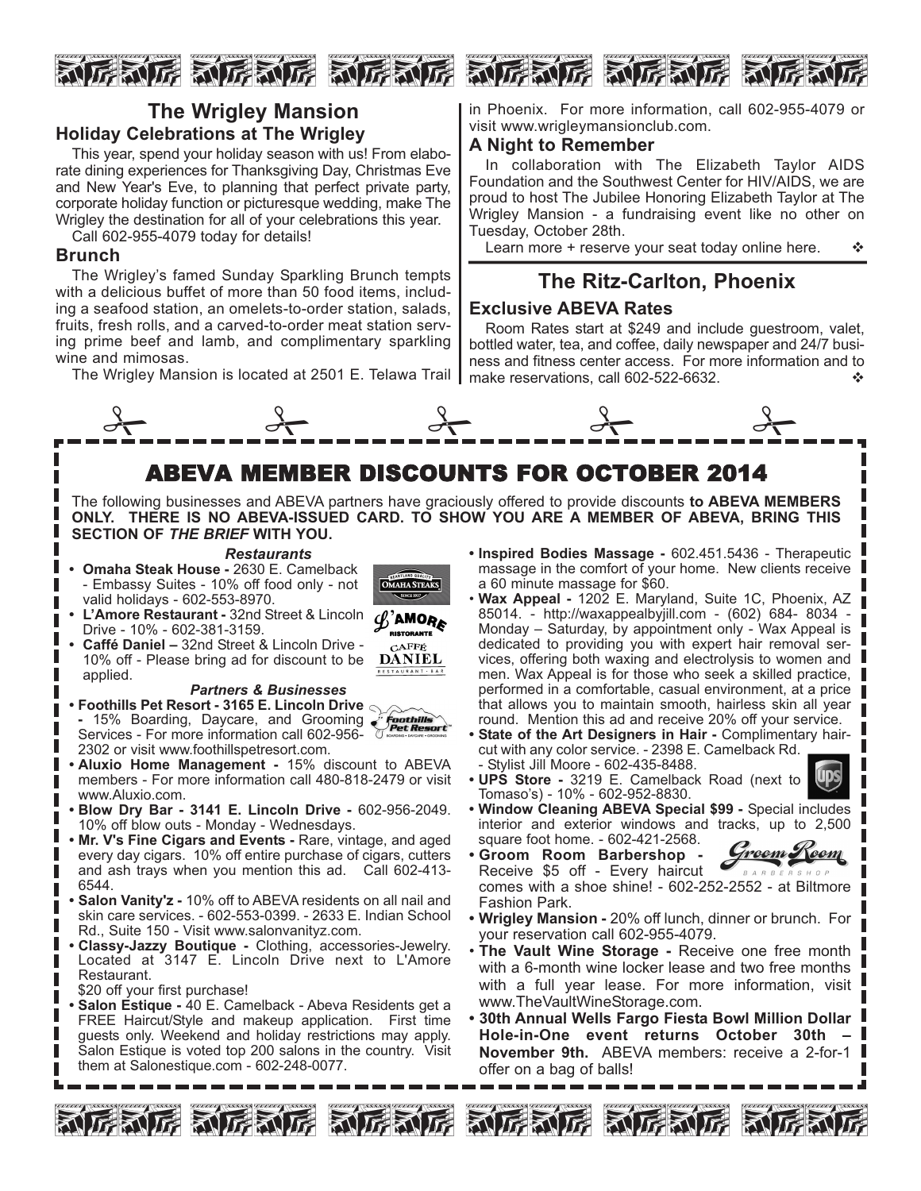## The Wrigley Mansion

### Holiday Celebrations at The Wrigley

This year, spend your holiday season with us! From elaborate dining experiences for Thanksgiving Day, Christmas Eve and New Year's Eve, to planning that perfect private party, corporate holiday function or picturesque wedding, make The Wrigley the destination for all of your celebrations this year.

Call 602-955-4079 today for details!

### Brunch

The Wrigley's famed Sunday Sparkling Brunch tempts with a delicious buffet of more than 50 food items, including a seafood station, an omelets-to-order station, salads, fruits, fresh rolls, and a carved-to-order meat station serving prime beef and lamb, and complimentary sparkling wine and mimosas.

The Wrigley Mansion is located at 2501 E. Telawa Trail in Phoenix. For more information, call 602-955-4079 or visit www.wrigleymansionclub.com.

### A Night to Remember

In collaboration with The Elizabeth Taylor AIDS Foundation and the Southwest Center for HIV/AIDS, we are proud to host The Jubilee Honoring Elizabeth Taylor at The Wrigley Mansion - a fundraising event like no other on Tuesday, October 28th.

Learn more + reserve your seat today online here. ❖

## The Ritz-Carlton, Phoenix

### Exclusive ABEVA Rates

Room Rates start at $249 and include guestroom, valet, bottled water, tea, and coffee, daily newspaper and 24/7 business and fitness center access. For more information and to make reservations, call 602-522-6632. ❖

## ABEVA MEMBER DISCOUNTS FOR OCTOBER 2014

The following businesses and ABEVA partners have graciously offered to provide discounts **to ABEVA MEMBERS ONLY. THERE IS NO ABEVA-ISSUED CARD. TO SHOW YOU ARE A MEMBER OF ABEVA, BRING THIS SECTION OF *THE BRIEF* WITH YOU.**

***Restaurants***

- **Omaha Steak House -** 2630 E. Camelback - Embassy Suites - 10% off food only - not valid holidays - 602-553-8970.
- **L'Amore Restaurant -** 32nd Street & Lincoln Drive - 10% - 602-381-3159.
- **Caffé Daniel –** 32nd Street & Lincoln Drive - 10% off - Please bring ad for discount to be applied.

***Partners & Businesses***

- **Foothills Pet Resort - 3165 E. Lincoln Drive -** 15% Boarding, Daycare, and Grooming Services - For more information call 602-956-2302 or visit www.foothillspetresort.com.
- **Aluxio Home Management -** 15% discount to ABEVA members - For more information call 480-818-2479 or visit www.Aluxio.com.
- **Blow Dry Bar - 3141 E. Lincoln Drive -** 602-956-2049. 10% off blow outs - Monday - Wednesdays.
- **Mr. V's Fine Cigars and Events -** Rare, vintage, and aged every day cigars. 10% off entire purchase of cigars, cutters and ash trays when you mention this ad. Call 602-413-6544.
- **Salon Vanity'z -** 10% off to ABEVA residents on all nail and skin care services. - 602-553-0399. - 2633 E. Indian School Rd., Suite 150 - Visit www.salonvanityz.com.
- **Classy-Jazzy Boutique -** Clothing, accessories-Jewelry. Located at 3147 E. Lincoln Drive next to L'Amore Restaurant.
  $20 off your first purchase!
- **Salon Estique -** 40 E. Camelback - Abeva Residents get a FREE Haircut/Style and makeup application. First time guests only. Weekend and holiday restrictions may apply. Salon Estique is voted top 200 salons in the country. Visit them at Salonestique.com - 602-248-0077.
- **Inspired Bodies Massage -** 602.451.5436 - Therapeutic massage in the comfort of your home. New clients receive a 60 minute massage for $60.
- **Wax Appeal -** 1202 E. Maryland, Suite 1C, Phoenix, AZ 85014. - http://waxappealbyjill.com - (602) 684- 8034 - Monday – Saturday, by appointment only - Wax Appeal is dedicated to providing you with expert hair removal services, offering both waxing and electrolysis to women and men. Wax Appeal is for those who seek a skilled practice, performed in a comfortable, casual environment, at a price that allows you to maintain smooth, hairless skin all year round. Mention this ad and receive 20% off your service.
- **State of the Art Designers in Hair -** Complimentary haircut with any color service. - 2398 E. Camelback Rd. - Stylist Jill Moore - 602-435-8488.
- **UPS Store -** 3219 E. Camelback Road (next to Tomaso's) - 10% - 602-952-8830.
- **Window Cleaning ABEVA Special $99 -** Special includes interior and exterior windows and tracks, up to 2,500 square foot home. - 602-421-2568.
- **Groom Room Barbershop -** Receive $5 off - Every haircut comes with a shoe shine! - 602-252-2552 - at Biltmore Fashion Park.
- **Wrigley Mansion -** 20% off lunch, dinner or brunch. For your reservation call 602-955-4079.
- **The Vault Wine Storage -** Receive one free month with a 6-month wine locker lease and two free months with a full year lease. For more information, visit www.TheVaultWineStorage.com.
- **30th Annual Wells Fargo Fiesta Bowl Million Dollar Hole-in-One event returns October 30th – November 9th.** ABEVA members: receive a 2-for-1 offer on a bag of balls!